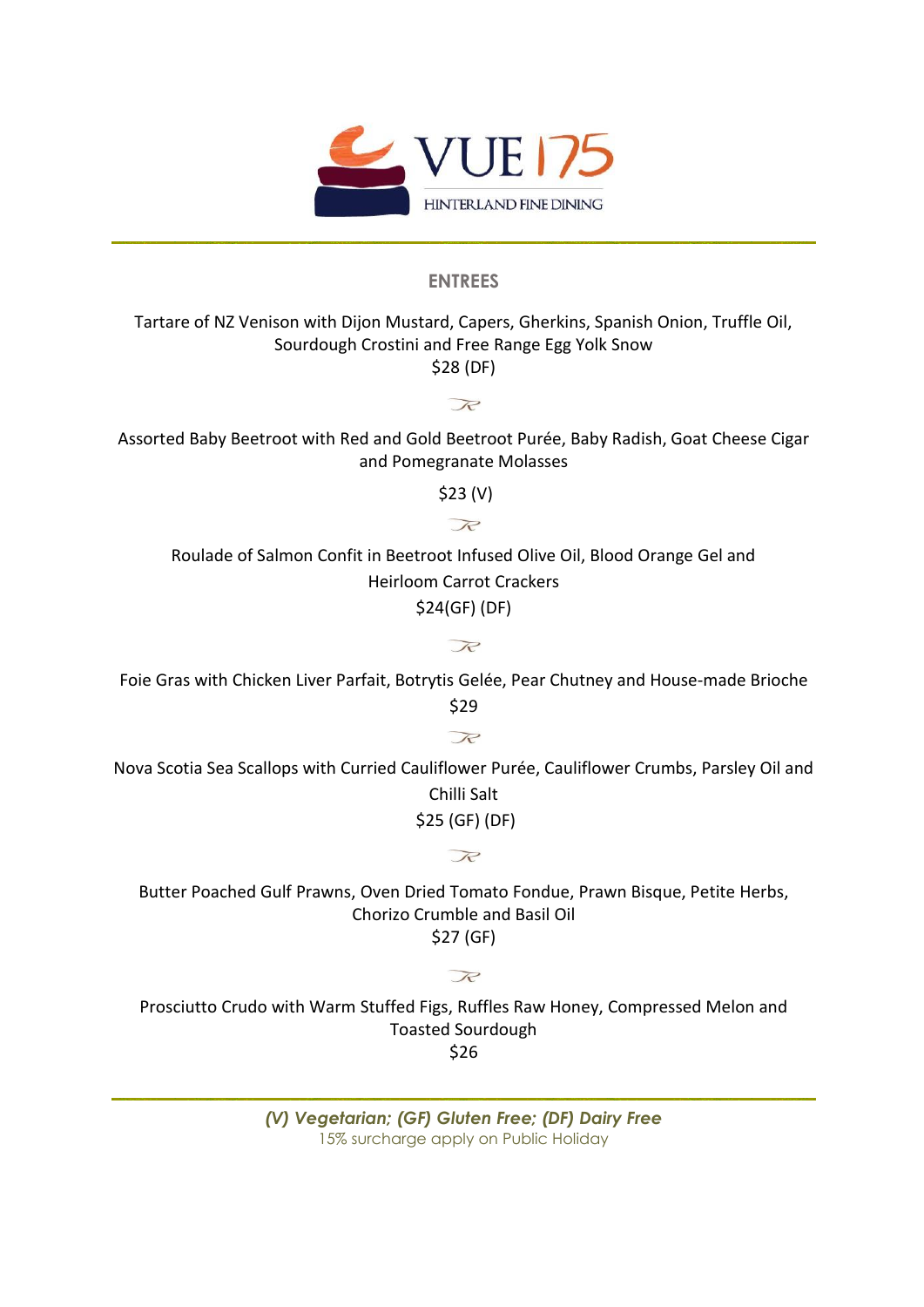VUE 175

HINTERLAND FINE DINING

## ENTREES

Tartare of NZ Venison with Dijon Mustard, Capers, Gherkins, Spanish Onion, Truffle Oil, Sourdough Crostini and Free Range Egg Yolk Snow
$28 (DF)

Assorted Baby Beetroot with Red and Gold Beetroot Purée, Baby Radish, Goat Cheese Cigar and Pomegranate Molasses

$23 (V)

Roulade of Salmon Confit in Beetroot Infused Olive Oil, Blood Orange Gel and Heirloom Carrot Crackers

$24(GF) (DF)

Foie Gras with Chicken Liver Parfait, Botrytis Gelée, Pear Chutney and House-made Brioche

$29

Nova Scotia Sea Scallops with Curried Cauliflower Purée, Cauliflower Crumbs, Parsley Oil and Chilli Salt

$25 (GF) (DF)

Butter Poached Gulf Prawns, Oven Dried Tomato Fondue, Prawn Bisque, Petite Herbs, Chorizo Crumble and Basil Oil
$27 (GF)

Prosciutto Crudo with Warm Stuffed Figs, Ruffles Raw Honey, Compressed Melon and Toasted Sourdough
$26

***(V) Vegetarian; (GF) Gluten Free; (DF) Dairy Free***

15% surcharge apply on Public Holiday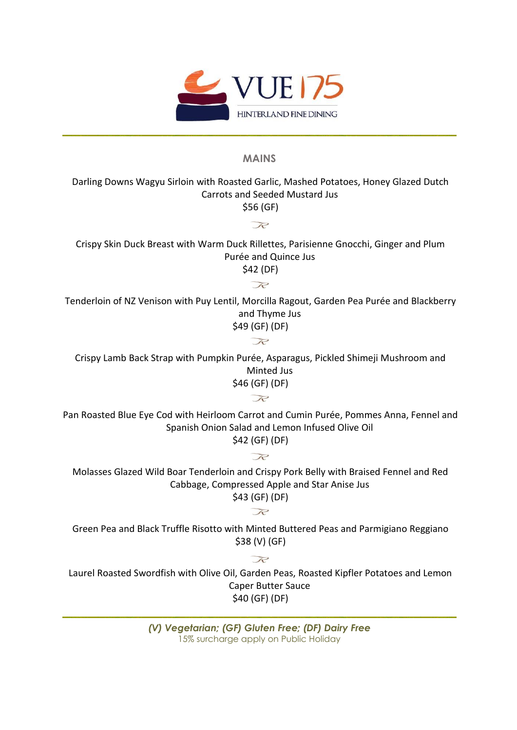VUE 175

HINTERLAND FINE DINING

## MAINS

Darling Downs Wagyu Sirloin with Roasted Garlic, Mashed Potatoes, Honey Glazed Dutch Carrots and Seeded Mustard Jus
$56 (GF)

Crispy Skin Duck Breast with Warm Duck Rillettes, Parisienne Gnocchi, Ginger and Plum Purée and Quince Jus
$42 (DF)

Tenderloin of NZ Venison with Puy Lentil, Morcilla Ragout, Garden Pea Purée and Blackberry and Thyme Jus
$49 (GF) (DF)

Crispy Lamb Back Strap with Pumpkin Purée, Asparagus, Pickled Shimeji Mushroom and Minted Jus
$46 (GF) (DF)

Pan Roasted Blue Eye Cod with Heirloom Carrot and Cumin Purée, Pommes Anna, Fennel and Spanish Onion Salad and Lemon Infused Olive Oil
$42 (GF) (DF)

Molasses Glazed Wild Boar Tenderloin and Crispy Pork Belly with Braised Fennel and Red Cabbage, Compressed Apple and Star Anise Jus
$43 (GF) (DF)

Green Pea and Black Truffle Risotto with Minted Buttered Peas and Parmigiano Reggiano
$38 (V) (GF)

Laurel Roasted Swordfish with Olive Oil, Garden Peas, Roasted Kipfler Potatoes and Lemon Caper Butter Sauce
$40 (GF) (DF)

***(V) Vegetarian; (GF) Gluten Free; (DF) Dairy Free***

15% surcharge apply on Public Holiday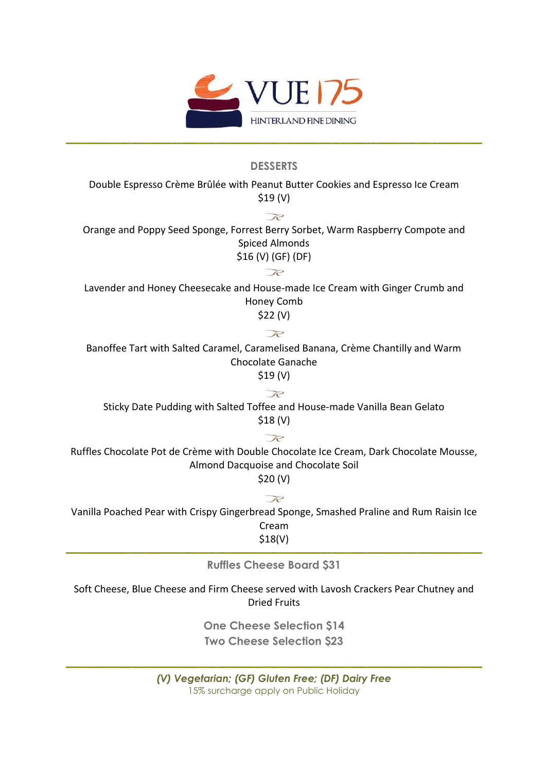VUE 175

HINTERLAND FINE DINING

## DESSERTS

Double Espresso Crème Brûlée with Peanut Butter Cookies and Espresso Ice Cream
$19 (V)

Orange and Poppy Seed Sponge, Forrest Berry Sorbet, Warm Raspberry Compote and Spiced Almonds
$16 (V) (GF) (DF)

Lavender and Honey Cheesecake and House-made Ice Cream with Ginger Crumb and Honey Comb
$22 (V)

Banoffee Tart with Salted Caramel, Caramelised Banana, Crème Chantilly and Warm Chocolate Ganache
$19 (V)

Sticky Date Pudding with Salted Toffee and House-made Vanilla Bean Gelato
$18 (V)

Ruffles Chocolate Pot de Crème with Double Chocolate Ice Cream, Dark Chocolate Mousse, Almond Dacquoise and Chocolate Soil
$20 (V)

Vanilla Poached Pear with Crispy Gingerbread Sponge, Smashed Praline and Rum Raisin Ice Cream
$18(V)

## Ruffles Cheese Board $31

Soft Cheese, Blue Cheese and Firm Cheese served with Lavosh Crackers Pear Chutney and Dried Fruits

**One Cheese Selection $14**
**Two Cheese Selection $23**

***(V) Vegetarian; (GF) Gluten Free; (DF) Dairy Free***
15% surcharge apply on Public Holiday